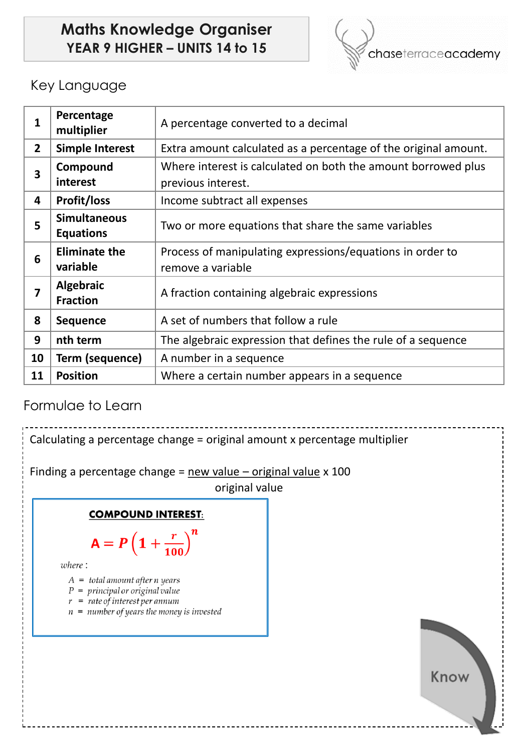# Maths Knowledge Organiser
## YEAR 9 HIGHER – UNITS 14 to 15

chaseterraceacademy

## Key Language

| | | |
|---|---|---|
| 1 | **Percentage multiplier** | A percentage converted to a decimal |
| 2 | **Simple Interest** | Extra amount calculated as a percentage of the original amount. |
| 3 | **Compound interest** | Where interest is calculated on both the amount borrowed plus previous interest. |
| 4 | **Profit/loss** | Income subtract all expenses |
| 5 | **Simultaneous Equations** | Two or more equations that share the same variables |
| 6 | **Eliminate the variable** | Process of manipulating expressions/equations in order to remove a variable |
| 7 | **Algebraic Fraction** | A fraction containing algebraic expressions |
| 8 | **Sequence** | A set of numbers that follow a rule |
| 9 | **nth term** | The algebraic expression that defines the rule of a sequence |
| 10 | **Term (sequence)** | A number in a sequence |
| 11 | **Position** | Where a certain number appears in a sequence |

## Formulae to Learn

Calculating a percentage change = original amount x percentage multiplier

Finding a percentage change = $\frac{\text{new value} - \text{original value}}{\text{original value}} \times 100$

**COMPOUND INTEREST:**

$$A = P\left(1 + \frac{r}{100}\right)^n$$

*where :*

- $A$ = *total amount after n years*
- $P$ = *principal or original value*
- $r$ = *rate of interest per annum*
- $n$ = *number of years the money is invested*

Know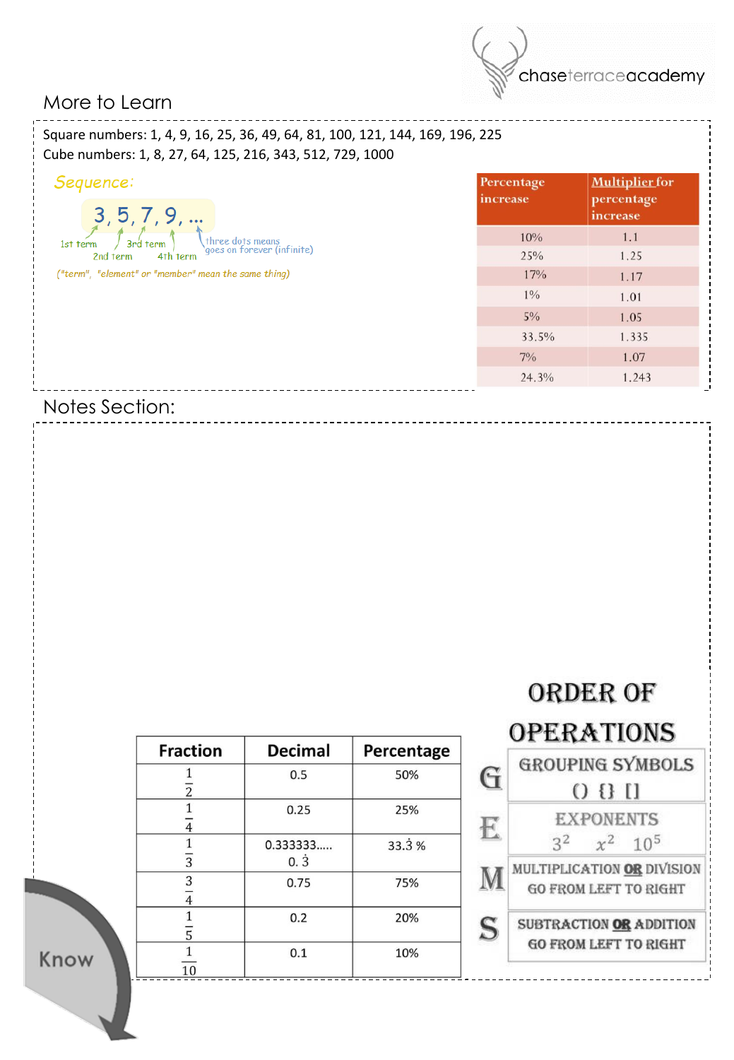## More to Learn

Square numbers: 1, 4, 9, 16, 25, 36, 49, 64, 81, 100, 121, 144, 169, 196, 225

Cube numbers: 1, 8, 27, 64, 125, 216, 343, 512, 729, 1000

*Sequence:*

3, 5, 7, 9, ...

1st term, 2nd term, 3rd term, 4th term — three dots means goes on forever (infinite)

("term", "element" or "member" mean the same thing)

| Percentage increase | Multiplier for percentage increase |
|---|---|
| 10% | 1.1 |
| 25% | 1.25 |
| 17% | 1.17 |
| 1% | 1.01 |
| 5% | 1.05 |
| 33.5% | 1.335 |
| 7% | 1.07 |
| 24.3% | 1.243 |

## Notes Section:

| Fraction | Decimal | Percentage |
|---|---|---|
| $\frac{1}{2}$ | 0.5 | 50% |
| $\frac{1}{4}$ | 0.25 | 25% |
| $\frac{1}{3}$ | 0.333333..... $0.\dot{3}$ | $33.\dot{3}$ % |
| $\frac{3}{4}$ | 0.75 | 75% |
| $\frac{1}{5}$ | 0.2 | 20% |
| $\frac{1}{10}$ | 0.1 | 10% |

### ORDER OF OPERATIONS

- **G** — GROUPING SYMBOLS () {} []
- **E** — EXPONENTS $3^2$ $x^2$ $10^5$
- **M** — MULTIPLICATION **OR** DIVISION GO FROM LEFT TO RIGHT
- **S** — SUBTRACTION **OR** ADDITION GO FROM LEFT TO RIGHT

Know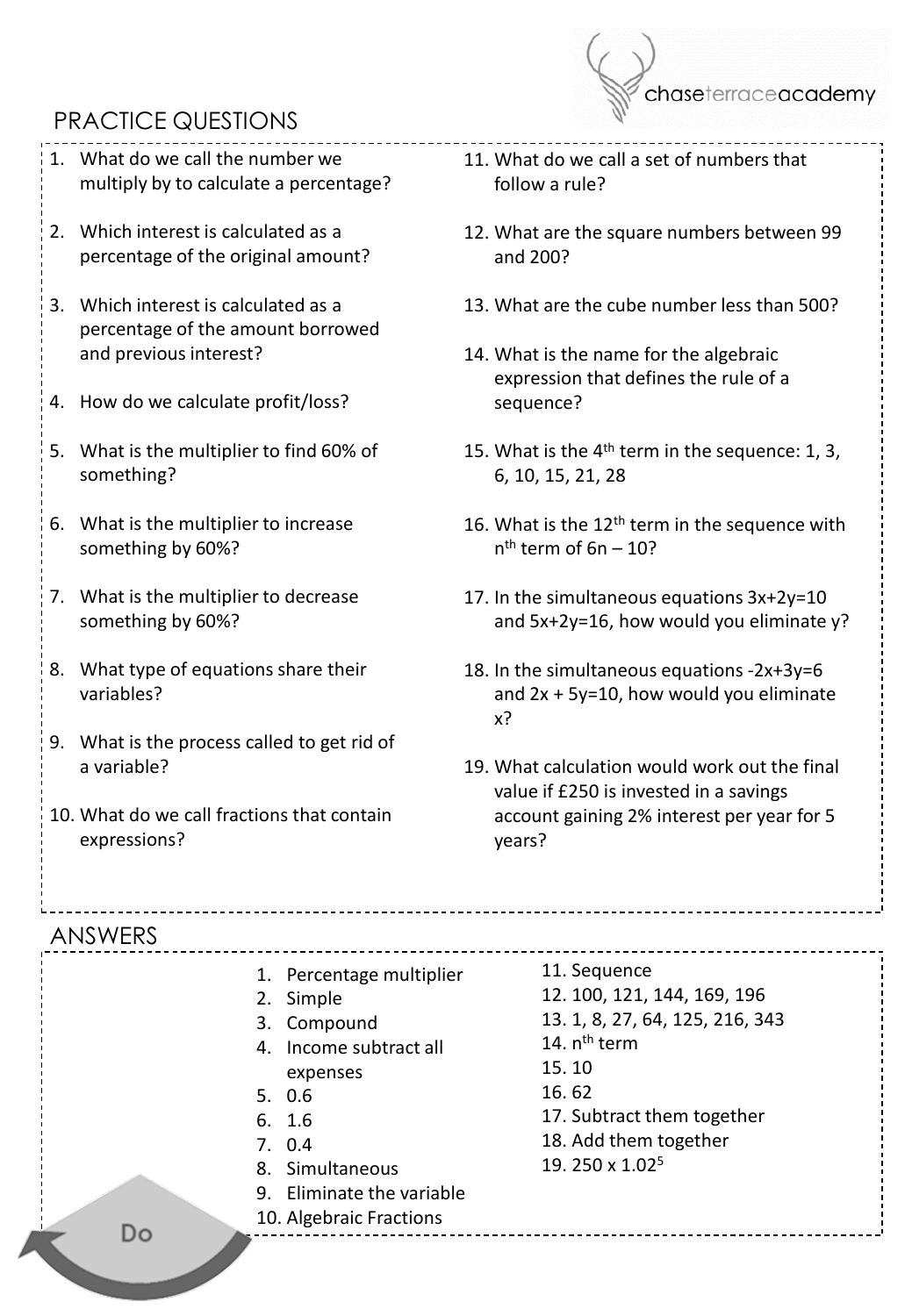## PRACTICE QUESTIONS

1. What do we call the number we multiply by to calculate a percentage?
2. Which interest is calculated as a percentage of the original amount?
3. Which interest is calculated as a percentage of the amount borrowed and previous interest?
4. How do we calculate profit/loss?
5. What is the multiplier to find 60% of something?
6. What is the multiplier to increase something by 60%?
7. What is the multiplier to decrease something by 60%?
8. What type of equations share their variables?
9. What is the process called to get rid of a variable?
10. What do we call fractions that contain expressions?
11. What do we call a set of numbers that follow a rule?
12. What are the square numbers between 99 and 200?
13. What are the cube number less than 500?
14. What is the name for the algebraic expression that defines the rule of a sequence?
15. What is the $4^{th}$ term in the sequence: 1, 3, 6, 10, 15, 21, 28
16. What is the $12^{th}$ term in the sequence with $n^{th}$ term of $6n - 10$?
17. In the simultaneous equations $3x+2y=10$ and $5x+2y=16$, how would you eliminate y?
18. In the simultaneous equations $-2x+3y=6$ and $2x + 5y=10$, how would you eliminate x?
19. What calculation would work out the final value if £250 is invested in a savings account gaining 2% interest per year for 5 years?

## ANSWERS

1. Percentage multiplier
2. Simple
3. Compound
4. Income subtract all expenses
5. 0.6
6. 1.6
7. 0.4
8. Simultaneous
9. Eliminate the variable
10. Algebraic Fractions
11. Sequence
12. 100, 121, 144, 169, 196
13. 1, 8, 27, 64, 125, 216, 343
14. $n^{th}$ term
15. 10
16. 62
17. Subtract them together
18. Add them together
19. $250 \times 1.02^5$

Do